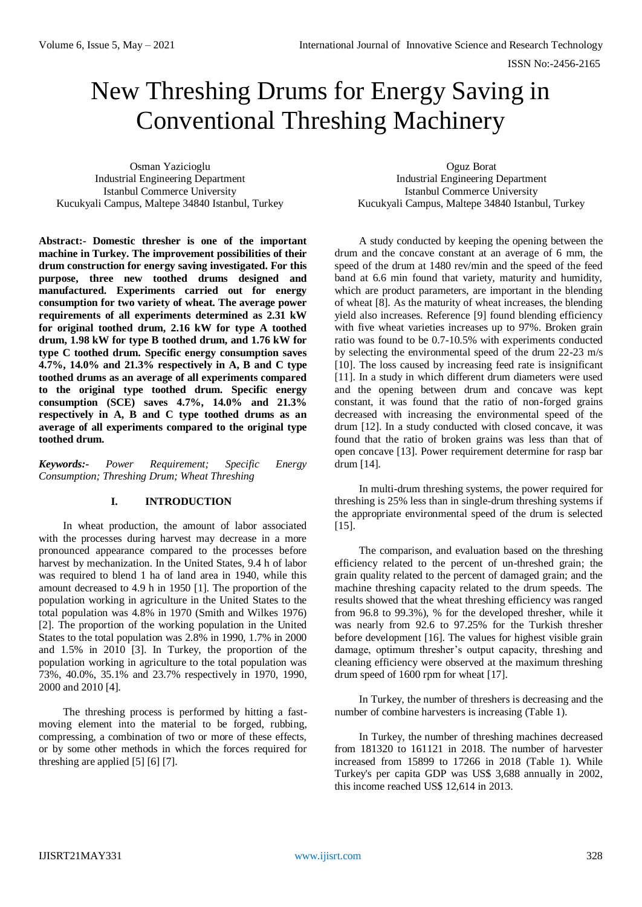# New Threshing Drums for Energy Saving in Conventional Threshing Machinery

Osman Yazicioglu
Industrial Engineering Department
Istanbul Commerce University
Kucukyali Campus, Maltepe 34840 Istanbul, Turkey

Oguz Borat
Industrial Engineering Department
Istanbul Commerce University
Kucukyali Campus, Maltepe 34840 Istanbul, Turkey

**Abstract:- Domestic thresher is one of the important machine in Turkey. The improvement possibilities of their drum construction for energy saving investigated. For this purpose, three new toothed drums designed and manufactured. Experiments carried out for energy consumption for two variety of wheat. The average power requirements of all experiments determined as 2.31 kW for original toothed drum, 2.16 kW for type A toothed drum, 1.98 kW for type B toothed drum, and 1.76 kW for type C toothed drum. Specific energy consumption saves 4.7%, 14.0% and 21.3% respectively in A, B and C type toothed drums as an average of all experiments compared to the original type toothed drum. Specific energy consumption (SCE) saves 4.7%, 14.0% and 21.3% respectively in A, B and C type toothed drums as an average of all experiments compared to the original type toothed drum.**

***Keywords:-*** *Power Requirement; Specific Energy Consumption; Threshing Drum; Wheat Threshing*

## I. INTRODUCTION

In wheat production, the amount of labor associated with the processes during harvest may decrease in a more pronounced appearance compared to the processes before harvest by mechanization. In the United States, 9.4 h of labor was required to blend 1 ha of land area in 1940, while this amount decreased to 4.9 h in 1950 [1]. The proportion of the population working in agriculture in the United States to the total population was 4.8% in 1970 (Smith and Wilkes 1976) [2]. The proportion of the working population in the United States to the total population was 2.8% in 1990, 1.7% in 2000 and 1.5% in 2010 [3]. In Turkey, the proportion of the population working in agriculture to the total population was 73%, 40.0%, 35.1% and 23.7% respectively in 1970, 1990, 2000 and 2010 [4].

The threshing process is performed by hitting a fast-moving element into the material to be forged, rubbing, compressing, a combination of two or more of these effects, or by some other methods in which the forces required for threshing are applied [5] [6] [7].

A study conducted by keeping the opening between the drum and the concave constant at an average of 6 mm, the speed of the drum at 1480 rev/min and the speed of the feed band at 6.6 min found that variety, maturity and humidity, which are product parameters, are important in the blending of wheat [8]. As the maturity of wheat increases, the blending yield also increases. Reference [9] found blending efficiency with five wheat varieties increases up to 97%. Broken grain ratio was found to be 0.7-10.5% with experiments conducted by selecting the environmental speed of the drum 22-23 m/s [10]. The loss caused by increasing feed rate is insignificant [11]. In a study in which different drum diameters were used and the opening between drum and concave was kept constant, it was found that the ratio of non-forged grains decreased with increasing the environmental speed of the drum [12]. In a study conducted with closed concave, it was found that the ratio of broken grains was less than that of open concave [13]. Power requirement determine for rasp bar drum [14].

In multi-drum threshing systems, the power required for threshing is 25% less than in single-drum threshing systems if the appropriate environmental speed of the drum is selected [15].

The comparison, and evaluation based on the threshing efficiency related to the percent of un-threshed grain; the grain quality related to the percent of damaged grain; and the machine threshing capacity related to the drum speeds. The results showed that the wheat threshing efficiency was ranged from 96.8 to 99.3%), % for the developed thresher, while it was nearly from 92.6 to 97.25% for the Turkish thresher before development [16]. The values for highest visible grain damage, optimum thresher's output capacity, threshing and cleaning efficiency were observed at the maximum threshing drum speed of 1600 rpm for wheat [17].

In Turkey, the number of threshers is decreasing and the number of combine harvesters is increasing (Table 1).

In Turkey, the number of threshing machines decreased from 181320 to 161121 in 2018. The number of harvester increased from 15899 to 17266 in 2018 (Table 1). While Turkey's per capita GDP was US$ 3,688 annually in 2002, this income reached US$ 12,614 in 2013.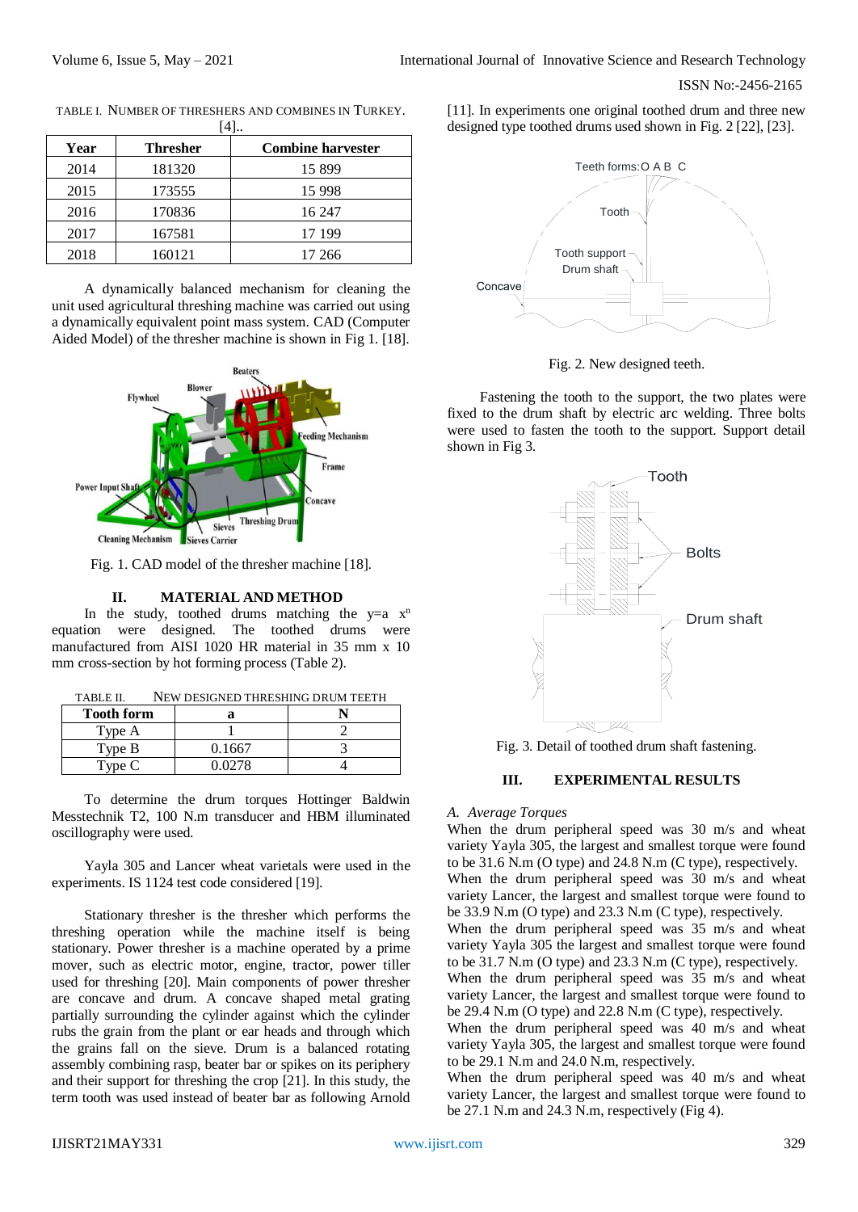TABLE I. NUMBER OF THRESHERS AND COMBINES IN TURKEY. [4]..

| Year | Thresher | Combine harvester |
|---|---|---|
| 2014 | 181320 | 15 899 |
| 2015 | 173555 | 15 998 |
| 2016 | 170836 | 16 247 |
| 2017 | 167581 | 17 199 |
| 2018 | 160121 | 17 266 |

A dynamically balanced mechanism for cleaning the unit used agricultural threshing machine was carried out using a dynamically equivalent point mass system. CAD (Computer Aided Model) of the thresher machine is shown in Fig 1. [18].

Fig. 1. CAD model of the thresher machine [18].

## II. MATERIAL AND METHOD

In the study, toothed drums matching the $y=a\ x^n$ equation were designed. The toothed drums were manufactured from AISI 1020 HR material in 35 mm x 10 mm cross-section by hot forming process (Table 2).

TABLE II. NEW DESIGNED THRESHING DRUM TEETH

| Tooth form | a | N |
|---|---|---|
| Type A | 1 | 2 |
| Type B | 0.1667 | 3 |
| Type C | 0.0278 | 4 |

To determine the drum torques Hottinger Baldwin Messtechnik T2, 100 N.m transducer and HBM illuminated oscillography were used.

Yayla 305 and Lancer wheat varietals were used in the experiments. IS 1124 test code considered [19].

Stationary thresher is the thresher which performs the threshing operation while the machine itself is being stationary. Power thresher is a machine operated by a prime mover, such as electric motor, engine, tractor, power tiller used for threshing [20]. Main components of power thresher are concave and drum. A concave shaped metal grating partially surrounding the cylinder against which the cylinder rubs the grain from the plant or ear heads and through which the grains fall on the sieve. Drum is a balanced rotating assembly combining rasp, beater bar or spikes on its periphery and their support for threshing the crop [21]. In this study, the term tooth was used instead of beater bar as following Arnold [11]. In experiments one original toothed drum and three new designed type toothed drums used shown in Fig. 2 [22], [23].

Fig. 2. New designed teeth.

Fastening the tooth to the support, the two plates were fixed to the drum shaft by electric arc welding. Three bolts were used to fasten the tooth to the support. Support detail shown in Fig 3.

Fig. 3. Detail of toothed drum shaft fastening.

## III. EXPERIMENTAL RESULTS

### *A. Average Torques*

When the drum peripheral speed was 30 m/s and wheat variety Yayla 305, the largest and smallest torque were found to be 31.6 N.m (O type) and 24.8 N.m (C type), respectively.
When the drum peripheral speed was 30 m/s and wheat variety Lancer, the largest and smallest torque were found to be 33.9 N.m (O type) and 23.3 N.m (C type), respectively.
When the drum peripheral speed was 35 m/s and wheat variety Yayla 305 the largest and smallest torque were found to be 31.7 N.m (O type) and 23.3 N.m (C type), respectively.
When the drum peripheral speed was 35 m/s and wheat variety Lancer, the largest and smallest torque were found to be 29.4 N.m (O type) and 22.8 N.m (C type), respectively.
When the drum peripheral speed was 40 m/s and wheat variety Yayla 305, the largest and smallest torque were found to be 29.1 N.m and 24.0 N.m, respectively.
When the drum peripheral speed was 40 m/s and wheat variety Lancer, the largest and smallest torque were found to be 27.1 N.m and 24.3 N.m, respectively (Fig 4).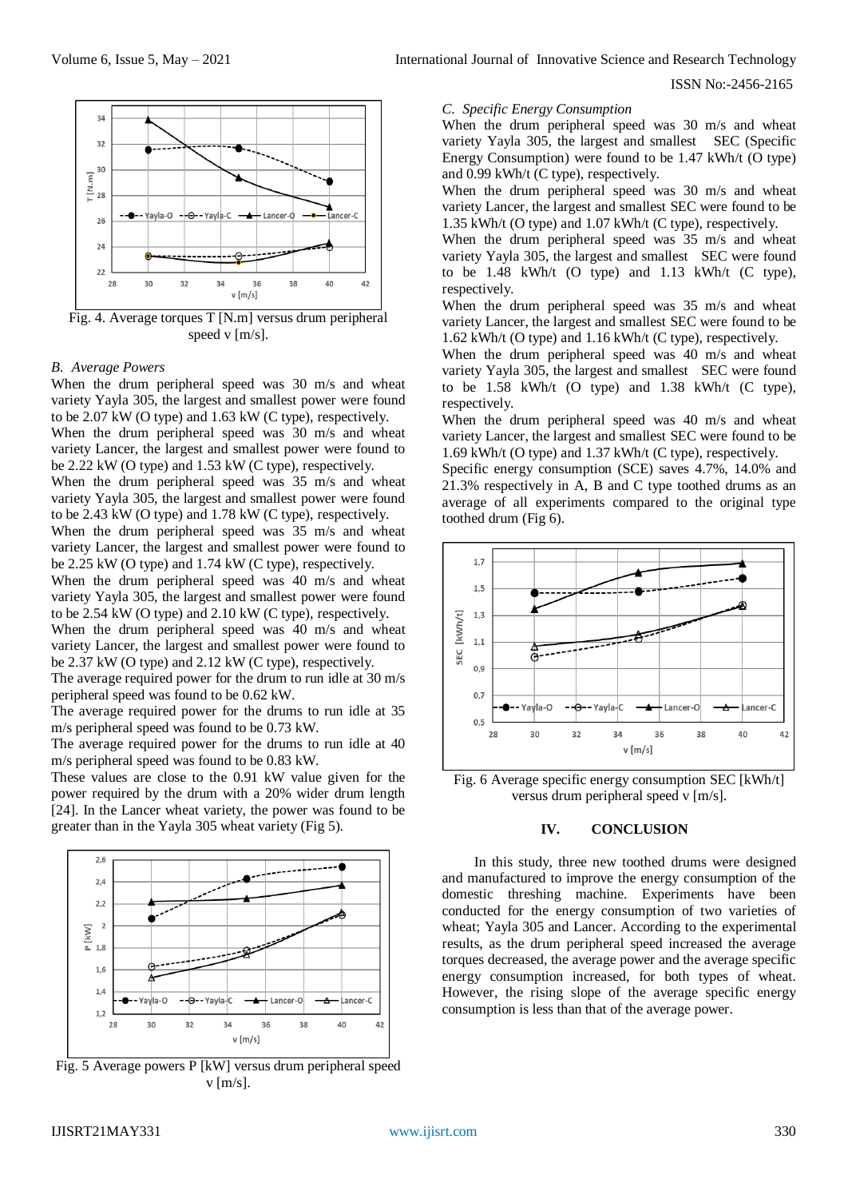Fig. 4. Average torques T [N.m] versus drum peripheral speed v [m/s].

### B. Average Powers

When the drum peripheral speed was 30 m/s and wheat variety Yayla 305, the largest and smallest power were found to be 2.07 kW (O type) and 1.63 kW (C type), respectively.
When the drum peripheral speed was 30 m/s and wheat variety Lancer, the largest and smallest power were found to be 2.22 kW (O type) and 1.53 kW (C type), respectively.
When the drum peripheral speed was 35 m/s and wheat variety Yayla 305, the largest and smallest power were found to be 2.43 kW (O type) and 1.78 kW (C type), respectively.
When the drum peripheral speed was 35 m/s and wheat variety Lancer, the largest and smallest power were found to be 2.25 kW (O type) and 1.74 kW (C type), respectively.
When the drum peripheral speed was 40 m/s and wheat variety Yayla 305, the largest and smallest power were found to be 2.54 kW (O type) and 2.10 kW (C type), respectively.
When the drum peripheral speed was 40 m/s and wheat variety Lancer, the largest and smallest power were found to be 2.37 kW (O type) and 2.12 kW (C type), respectively.
The average required power for the drum to run idle at 30 m/s peripheral speed was found to be 0.62 kW.
The average required power for the drums to run idle at 35 m/s peripheral speed was found to be 0.73 kW.
The average required power for the drums to run idle at 40 m/s peripheral speed was found to be 0.83 kW.
These values are close to the 0.91 kW value given for the power required by the drum with a 20% wider drum length [24]. In the Lancer wheat variety, the power was found to be greater than in the Yayla 305 wheat variety (Fig 5).

Fig. 5 Average powers P [kW] versus drum peripheral speed v [m/s].

### C. Specific Energy Consumption

When the drum peripheral speed was 30 m/s and wheat variety Yayla 305, the largest and smallest SEC (Specific Energy Consumption) were found to be 1.47 kWh/t (O type) and 0.99 kWh/t (C type), respectively.
When the drum peripheral speed was 30 m/s and wheat variety Lancer, the largest and smallest SEC were found to be 1.35 kWh/t (O type) and 1.07 kWh/t (C type), respectively.
When the drum peripheral speed was 35 m/s and wheat variety Yayla 305, the largest and smallest SEC were found to be 1.48 kWh/t (O type) and 1.13 kWh/t (C type), respectively.
When the drum peripheral speed was 35 m/s and wheat variety Lancer, the largest and smallest SEC were found to be 1.62 kWh/t (O type) and 1.16 kWh/t (C type), respectively.
When the drum peripheral speed was 40 m/s and wheat variety Yayla 305, the largest and smallest SEC were found to be 1.58 kWh/t (O type) and 1.38 kWh/t (C type), respectively.
When the drum peripheral speed was 40 m/s and wheat variety Lancer, the largest and smallest SEC were found to be 1.69 kWh/t (O type) and 1.37 kWh/t (C type), respectively.
Specific energy consumption (SCE) saves 4.7%, 14.0% and 21.3% respectively in A, B and C type toothed drums as an average of all experiments compared to the original type toothed drum (Fig 6).

Fig. 6 Average specific energy consumption SEC [kWh/t] versus drum peripheral speed v [m/s].

## IV. CONCLUSION

In this study, three new toothed drums were designed and manufactured to improve the energy consumption of the domestic threshing machine. Experiments have been conducted for the energy consumption of two varieties of wheat; Yayla 305 and Lancer. According to the experimental results, as the drum peripheral speed increased the average torques decreased, the average power and the average specific energy consumption increased, for both types of wheat. However, the rising slope of the average specific energy consumption is less than that of the average power.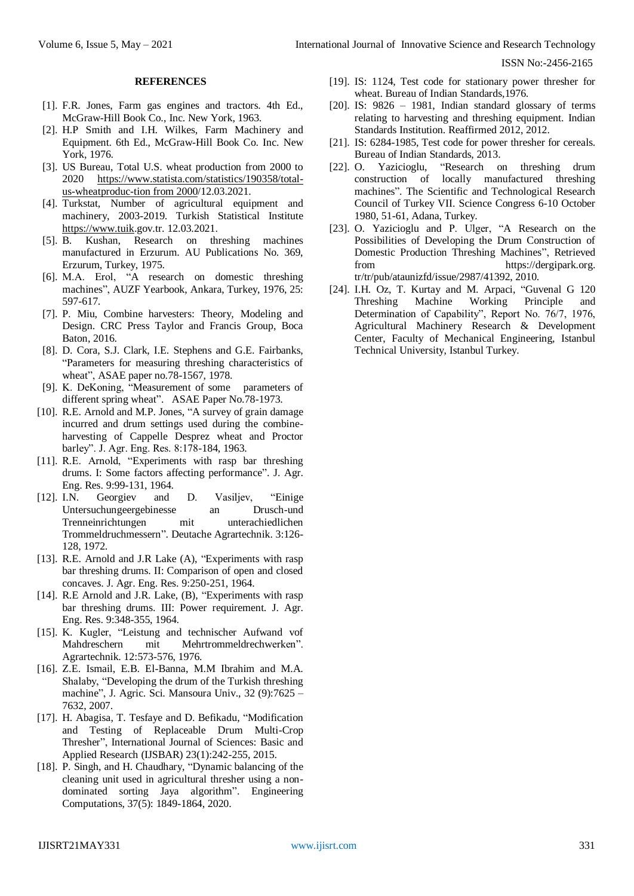## REFERENCES

[1]. F.R. Jones, Farm gas engines and tractors. 4th Ed., McGraw-Hill Book Co., Inc. New York, 1963.

[2]. H.P Smith and I.H. Wilkes, Farm Machinery and Equipment. 6th Ed., McGraw-Hill Book Co. Inc. New York, 1976.

[3]. US Bureau, Total U.S. wheat production from 2000 to 2020 https://www.statista.com/statistics/190358/total-us-wheatproduc-tion from 2000/12.03.2021.

[4]. Turkstat, Number of agricultural equipment and machinery, 2003-2019. Turkish Statistical Institute https://www.tuik.gov.tr. 12.03.2021.

[5]. B. Kushan, Research on threshing machines manufactured in Erzurum. AU Publications No. 369, Erzurum, Turkey, 1975.

[6]. M.A. Erol, "A research on domestic threshing machines", AUZF Yearbook, Ankara, Turkey, 1976, 25: 597-617.

[7]. P. Miu, Combine harvesters: Theory, Modeling and Design. CRC Press Taylor and Francis Group, Boca Baton, 2016.

[8]. D. Cora, S.J. Clark, I.E. Stephens and G.E. Fairbanks, "Parameters for measuring threshing characteristics of wheat", ASAE paper no.78-1567, 1978.

[9]. K. DeKoning, "Measurement of some parameters of different spring wheat". ASAE Paper No.78-1973.

[10]. R.E. Arnold and M.P. Jones, "A survey of grain damage incurred and drum settings used during the combine-harvesting of Cappelle Desprez wheat and Proctor barley". J. Agr. Eng. Res. 8:178-184, 1963.

[11]. R.E. Arnold, "Experiments with rasp bar threshing drums. I: Some factors affecting performance". J. Agr. Eng. Res. 9:99-131, 1964.

[12]. I.N. Georgiev and D. Vasiljev, "Einige Untersuchungeergebinesse an Drusch-und Trenneinrichtungen mit unterachiedlichen Trommeldruchmessern". Deutache Agrartechnik. 3:126-128, 1972.

[13]. R.E. Arnold and J.R Lake (A), "Experiments with rasp bar threshing drums. II: Comparison of open and closed concaves. J. Agr. Eng. Res. 9:250-251, 1964.

[14]. R.E Arnold and J.R. Lake, (B), "Experiments with rasp bar threshing drums. III: Power requirement. J. Agr. Eng. Res. 9:348-355, 1964.

[15]. K. Kugler, "Leistung and technischer Aufwand vof Mahdreschern mit Mehrtrommeldrechwerken". Agrartechnik. 12:573-576, 1976.

[16]. Z.E. Ismail, E.B. El-Banna, M.M Ibrahim and M.A. Shalaby, "Developing the drum of the Turkish threshing machine", J. Agric. Sci. Mansoura Univ., 32 (9):7625 – 7632, 2007.

[17]. H. Abagisa, T. Tesfaye and D. Befikadu, "Modification and Testing of Replaceable Drum Multi-Crop Thresher", International Journal of Sciences: Basic and Applied Research (IJSBAR) 23(1):242-255, 2015.

[18]. P. Singh, and H. Chaudhary, "Dynamic balancing of the cleaning unit used in agricultural thresher using a non-dominated sorting Jaya algorithm". Engineering Computations, 37(5): 1849-1864, 2020.

[19]. IS: 1124, Test code for stationary power thresher for wheat. Bureau of Indian Standards,1976.

[20]. IS: 9826 – 1981, Indian standard glossary of terms relating to harvesting and threshing equipment. Indian Standards Institution. Reaffirmed 2012, 2012.

[21]. IS: 6284-1985, Test code for power thresher for cereals. Bureau of Indian Standards, 2013.

[22]. O. Yazicioglu, "Research on threshing drum construction of locally manufactured threshing machines". The Scientific and Technological Research Council of Turkey VII. Science Congress 6-10 October 1980, 51-61, Adana, Turkey.

[23]. O. Yazicioglu and P. Ulger, "A Research on the Possibilities of Developing the Drum Construction of Domestic Production Threshing Machines", Retrieved from https://dergipark.org. tr/tr/pub/ataunizfd/issue/2987/41392, 2010.

[24]. I.H. Oz, T. Kurtay and M. Arpaci, "Guvenal G 120 Threshing Machine Working Principle and Determination of Capability", Report No. 76/7, 1976, Agricultural Machinery Research & Development Center, Faculty of Mechanical Engineering, Istanbul Technical University, Istanbul Turkey.